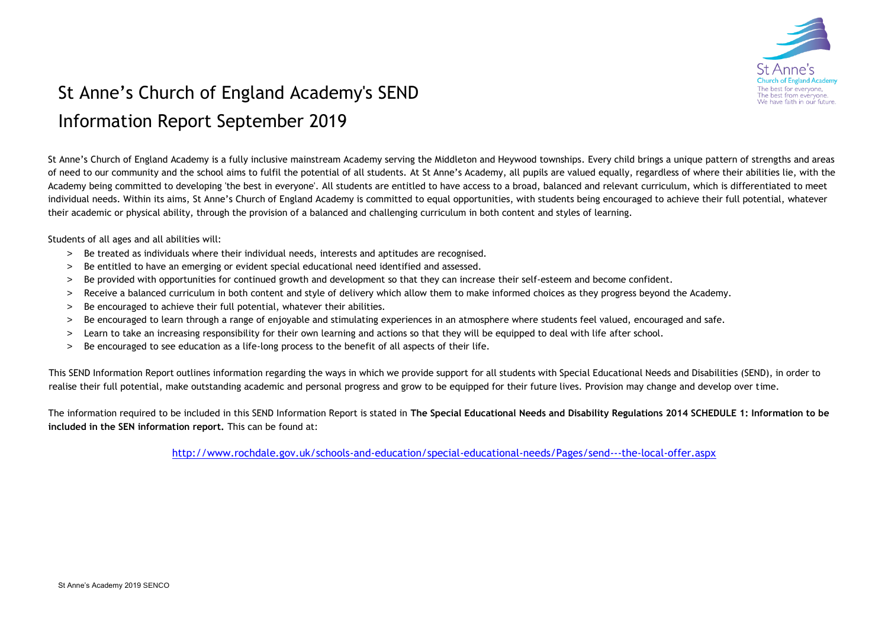# St Anne's Church of England Academy's SEND Information Report September 2019

St Anne's
Church of England Academy
The best for everyone,
The best from everyone.
We have faith in our future.

St Anne's Church of England Academy is a fully inclusive mainstream Academy serving the Middleton and Heywood townships. Every child brings a unique pattern of strengths and areas of need to our community and the school aims to fulfil the potential of all students. At St Anne's Academy, all pupils are valued equally, regardless of where their abilities lie, with the Academy being committed to developing 'the best in everyone'. All students are entitled to have access to a broad, balanced and relevant curriculum, which is differentiated to meet individual needs. Within its aims, St Anne's Church of England Academy is committed to equal opportunities, with students being encouraged to achieve their full potential, whatever their academic or physical ability, through the provision of a balanced and challenging curriculum in both content and styles of learning.

Students of all ages and all abilities will:

- Be treated as individuals where their individual needs, interests and aptitudes are recognised.
- Be entitled to have an emerging or evident special educational need identified and assessed.
- Be provided with opportunities for continued growth and development so that they can increase their self-esteem and become confident.
- Receive a balanced curriculum in both content and style of delivery which allow them to make informed choices as they progress beyond the Academy.
- Be encouraged to achieve their full potential, whatever their abilities.
- Be encouraged to learn through a range of enjoyable and stimulating experiences in an atmosphere where students feel valued, encouraged and safe.
- Learn to take an increasing responsibility for their own learning and actions so that they will be equipped to deal with life after school.
- Be encouraged to see education as a life-long process to the benefit of all aspects of their life.

This SEND Information Report outlines information regarding the ways in which we provide support for all students with Special Educational Needs and Disabilities (SEND), in order to realise their full potential, make outstanding academic and personal progress and grow to be equipped for their future lives. Provision may change and develop over time.

The information required to be included in this SEND Information Report is stated in **The Special Educational Needs and Disability Regulations 2014 SCHEDULE 1: Information to be included in the SEN information report.** This can be found at:

http://www.rochdale.gov.uk/schools-and-education/special-educational-needs/Pages/send---the-local-offer.aspx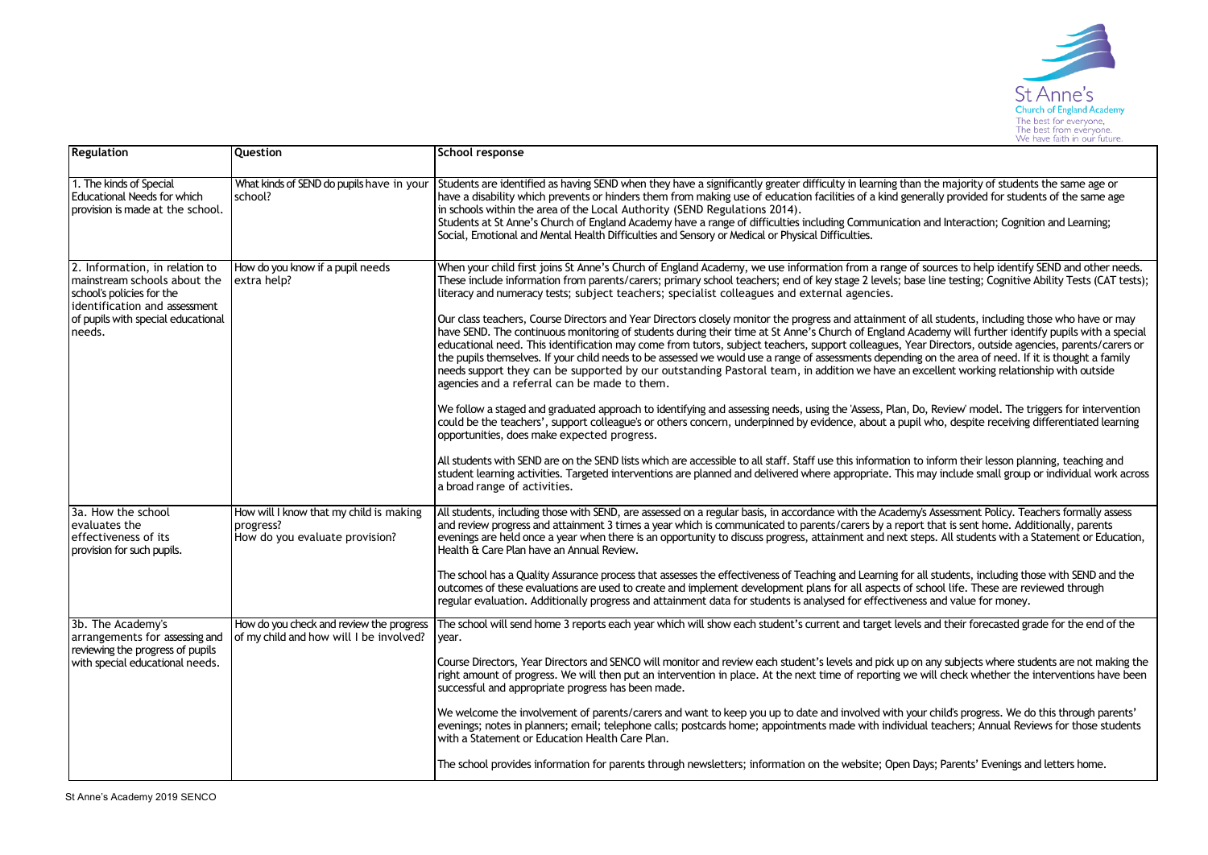| Regulation | Question | School response |
|---|---|---|
| 1. The kinds of Special Educational Needs for which provision is made at the school. | What kinds of SEND do pupils have in your school? | Students are identified as having SEND when they have a significantly greater difficulty in learning than the majority of students the same age or have a disability which prevents or hinders them from making use of education facilities of a kind generally provided for students of the same age in schools within the area of the Local Authority (SEND Regulations 2014).<br>Students at St Anne's Church of England Academy have a range of difficulties including Communication and Interaction; Cognition and Learning; Social, Emotional and Mental Health Difficulties and Sensory or Medical or Physical Difficulties. |
| 2. Information, in relation to mainstream schools about the school's policies for the identification and assessment of pupils with special educational needs. | How do you know if a pupil needs extra help? | When your child first joins St Anne's Church of England Academy, we use information from a range of sources to help identify SEND and other needs. These include information from parents/carers; primary school teachers; end of key stage 2 levels; base line testing; Cognitive Ability Tests (CAT tests); literacy and numeracy tests; subject teachers; specialist colleagues and external agencies.<br><br>Our class teachers, Course Directors and Year Directors closely monitor the progress and attainment of all students, including those who have or may have SEND. The continuous monitoring of students during their time at St Anne's Church of England Academy will further identify pupils with a special educational need. This identification may come from tutors, subject teachers, support colleagues, Year Directors, outside agencies, parents/carers or the pupils themselves. If your child needs to be assessed we would use a range of assessments depending on the area of need. If it is thought a family needs support they can be supported by our outstanding Pastoral team, in addition we have an excellent working relationship with outside agencies and a referral can be made to them.<br><br>We follow a staged and graduated approach to identifying and assessing needs, using the 'Assess, Plan, Do, Review' model. The triggers for intervention could be the teachers', support colleague's or others concern, underpinned by evidence, about a pupil who, despite receiving differentiated learning opportunities, does make expected progress.<br><br>All students with SEND are on the SEND lists which are accessible to all staff. Staff use this information to inform their lesson planning, teaching and student learning activities. Targeted interventions are planned and delivered where appropriate. This may include small group or individual work across a broad range of activities. |
| 3a. How the school evaluates the effectiveness of its provision for such pupils. | How will I know that my child is making progress?<br>How do you evaluate provision? | All students, including those with SEND, are assessed on a regular basis, in accordance with the Academy's Assessment Policy. Teachers formally assess and review progress and attainment 3 times a year which is communicated to parents/carers by a report that is sent home. Additionally, parents evenings are held once a year when there is an opportunity to discuss progress, attainment and next steps. All students with a Statement or Education, Health & Care Plan have an Annual Review.<br><br>The school has a Quality Assurance process that assesses the effectiveness of Teaching and Learning for all students, including those with SEND and the outcomes of these evaluations are used to create and implement development plans for all aspects of school life. These are reviewed through regular evaluation. Additionally progress and attainment data for students is analysed for effectiveness and value for money. |
| 3b. The Academy's arrangements for assessing and reviewing the progress of pupils with special educational needs. | How do you check and review the progress of my child and how will I be involved? | The school will send home 3 reports each year which will show each student's current and target levels and their forecasted grade for the end of the year.<br><br>Course Directors, Year Directors and SENCO will monitor and review each student's levels and pick up on any subjects where students are not making the right amount of progress. We will then put an intervention in place. At the next time of reporting we will check whether the interventions have been successful and appropriate progress has been made.<br><br>We welcome the involvement of parents/carers and want to keep you up to date and involved with your child's progress. We do this through parents' evenings; notes in planners; email; telephone calls; postcards home; appointments made with individual teachers; Annual Reviews for those students with a Statement or Education Health Care Plan.<br><br>The school provides information for parents through newsletters; information on the website; Open Days; Parents' Evenings and letters home. |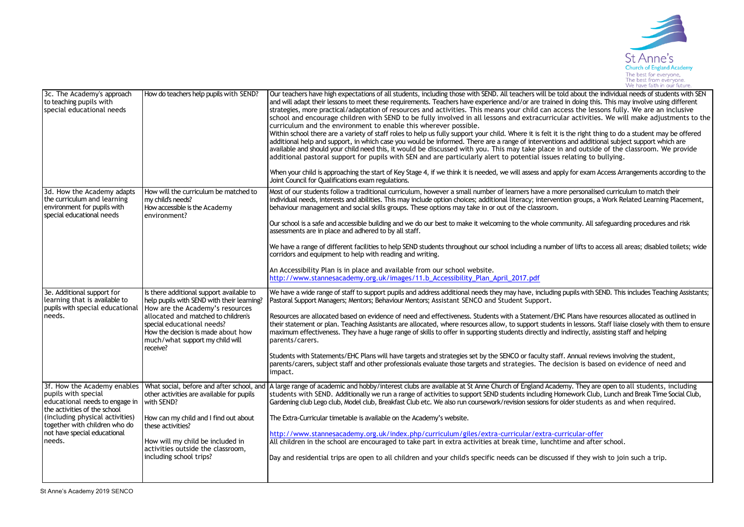| | | |
|---|---|---|
| 3c. The Academy's approach to teaching pupils with special educational needs | How do teachers help pupils with SEND? | Our teachers have high expectations of all students, including those with SEND. All teachers will be told about the individual needs of students with SEN and will adapt their lessons to meet these requirements. Teachers have experience and/or are trained in doing this. This may involve using different strategies, more practical/adaptation of resources and activities. This means your child can access the lessons fully. We are an inclusive school and encourage children with SEND to be fully involved in all lessons and extracurricular activities. We will make adjustments to the curriculum and the environment to enable this wherever possible.<br>Within school there are a variety of staff roles to help us fully support your child. Where it is felt it is the right thing to do a student may be offered additional help and support, in which case you would be informed. There are a range of interventions and additional subject support which are available and should your child need this, it would be discussed with you. This may take place in and outside of the classroom. We provide additional pastoral support for pupils with SEN and are particularly alert to potential issues relating to bullying.<br><br>When your child is approaching the start of Key Stage 4, if we think it is needed, we will assess and apply for exam Access Arrangements according to the Joint Council for Qualifications exam regulations. |
| 3d. How the Academy adapts the curriculum and learning environment for pupils with special educational needs | How will the curriculum be matched to my child's needs?<br>How accessible is the Academy environment? | Most of our students follow a traditional curriculum, however a small number of learners have a more personalised curriculum to match their individual needs, interests and abilities. This may include option choices; additional literacy; intervention groups, a Work Related Learning Placement, behaviour management and social skills groups. These options may take in or out of the classroom.<br><br>Our school is a safe and accessible building and we do our best to make it welcoming to the whole community. All safeguarding procedures and risk assessments are in place and adhered to by all staff.<br><br>We have a range of different facilities to help SEND students throughout our school including a number of lifts to access all areas; disabled toilets; wide corridors and equipment to help with reading and writing.<br><br>An Accessibility Plan is in place and available from our school website.<br>http://www.stannesacademy.org.uk/images/11.b_Accessibility_Plan_April_2017.pdf |
| 3e. Additional support for learning that is available to pupils with special educational needs. | Is there additional support available to help pupils with SEND with their learning?<br>How are the Academy's resources allocated and matched to children's special educational needs?<br>How the decision is made about how much/what support my child will receive? | We have a wide range of staff to support pupils and address additional needs they may have, including pupils with SEND. This includes Teaching Assistants; Pastoral Support Managers; Mentors; Behaviour Mentors; Assistant SENCO and Student Support.<br><br>Resources are allocated based on evidence of need and effectiveness. Students with a Statement/EHC Plans have resources allocated as outlined in their statement or plan. Teaching Assistants are allocated, where resources allow, to support students in lessons. Staff liaise closely with them to ensure maximum effectiveness. They have a huge range of skills to offer in supporting students directly and indirectly, assisting staff and helping parents/carers.<br><br>Students with Statements/EHC Plans will have targets and strategies set by the SENCO or faculty staff. Annual reviews involving the student, parents/carers, subject staff and other professionals evaluate those targets and strategies. The decision is based on evidence of need and impact. |
| 3f. How the Academy enables pupils with special educational needs to engage in the activities of the school (including physical activities) together with children who do not have special educational needs. | What social, before and after school, and other activities are available for pupils with SEND?<br><br>How can my child and I find out about these activities?<br><br>How will my child be included in activities outside the classroom, including school trips? | A large range of academic and hobby/interest clubs are available at St Anne Church of England Academy. They are open to all students, including students with SEND. Additionally we run a range of activities to support SEND students including Homework Club, Lunch and Break Time Social Club, Gardening club Lego club, Model club, Breakfast Club etc. We also run coursework/revision sessions for older students as and when required.<br><br>The Extra-Curricular timetable is available on the Academy's website.<br><br>http://www.stannesacademy.org.uk/index.php/curriculum/giles/extra-curricular/extra-curricular-offer<br>All children in the school are encouraged to take part in extra activities at break time, lunchtime and after school.<br><br>Day and residential trips are open to all children and your child's specific needs can be discussed if they wish to join such a trip. |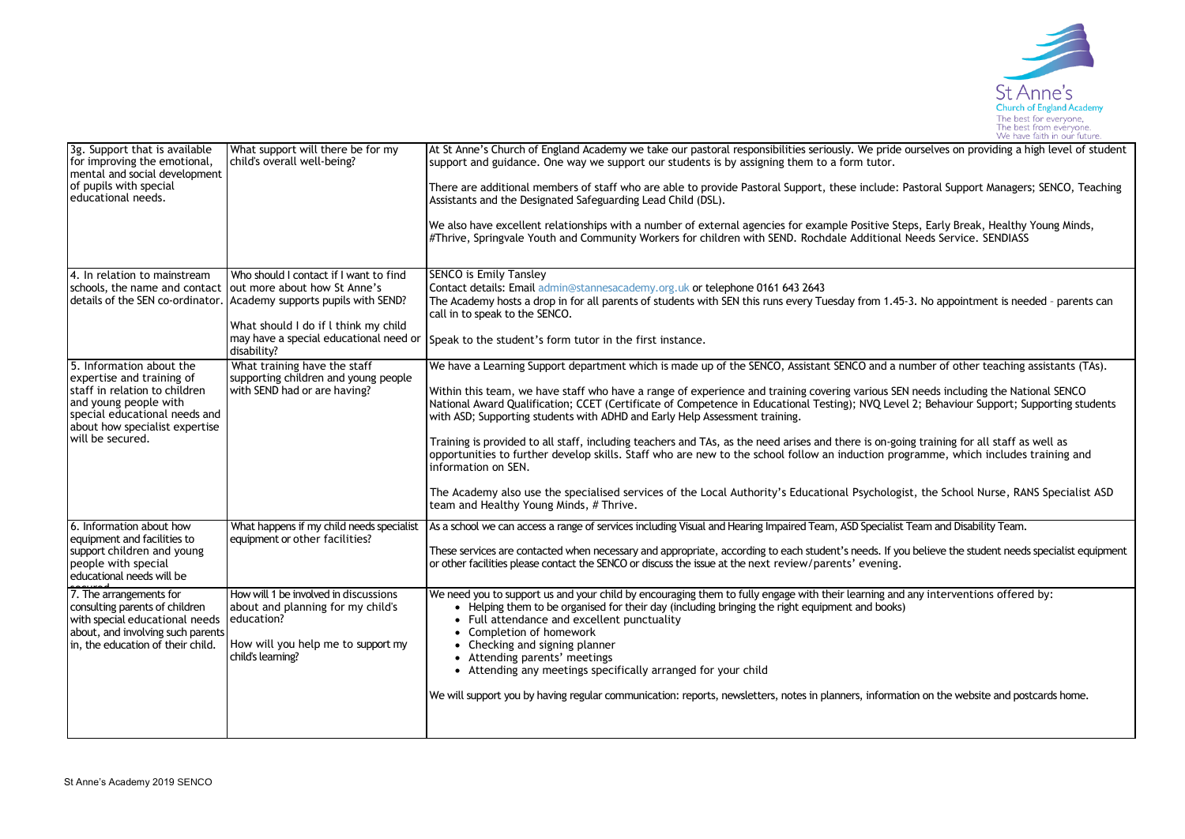| 3g. Support that is available for improving the emotional, mental and social development of pupils with special educational needs. | What support will there be for my child's overall well-being? | At St Anne's Church of England Academy we take our pastoral responsibilities seriously. We pride ourselves on providing a high level of student support and guidance. One way we support our students is by assigning them to a form tutor.<br><br>There are additional members of staff who are able to provide Pastoral Support, these include: Pastoral Support Managers; SENCO, Teaching Assistants and the Designated Safeguarding Lead Child (DSL).<br><br>We also have excellent relationships with a number of external agencies for example Positive Steps, Early Break, Healthy Young Minds, #Thrive, Springvale Youth and Community Workers for children with SEND. Rochdale Additional Needs Service. SENDIASS |
|---|---|---|
| 4. In relation to mainstream schools, the name and contact details of the SEN co-ordinator. | Who should I contact if I want to find out more about how St Anne's Academy supports pupils with SEND?<br><br>What should I do if I think my child may have a special educational need or disability? | SENCO is Emily Tansley<br>Contact details: Email admin@stannesacademy.org.uk or telephone 0161 643 2643<br>The Academy hosts a drop in for all parents of students with SEN this runs every Tuesday from 1.45-3. No appointment is needed - parents can call in to speak to the SENCO.<br><br>Speak to the student's form tutor in the first instance. |
| 5. Information about the expertise and training of staff in relation to children and young people with special educational needs and about how specialist expertise will be secured. | What training have the staff supporting children and young people with SEND had or are having? | We have a Learning Support department which is made up of the SENCO, Assistant SENCO and a number of other teaching assistants (TAs).<br><br>Within this team, we have staff who have a range of experience and training covering various SEN needs including the National SENCO National Award Qualification; CCET (Certificate of Competence in Educational Testing); NVQ Level 2; Behaviour Support; Supporting students with ASD; Supporting students with ADHD and Early Help Assessment training.<br><br>Training is provided to all staff, including teachers and TAs, as the need arises and there is on-going training for all staff as well as opportunities to further develop skills. Staff who are new to the school follow an induction programme, which includes training and information on SEN.<br><br>The Academy also use the specialised services of the Local Authority's Educational Psychologist, the School Nurse, RANS Specialist ASD team and Healthy Young Minds, # Thrive. |
| 6. Information about how equipment and facilities to support children and young people with special educational needs will be secured. | What happens if my child needs specialist equipment or other facilities? | As a school we can access a range of services including Visual and Hearing Impaired Team, ASD Specialist Team and Disability Team.<br><br>These services are contacted when necessary and appropriate, according to each student's needs. If you believe the student needs specialist equipment or other facilities please contact the SENCO or discuss the issue at the next review/parents' evening. |
| 7. The arrangements for consulting parents of children with special educational needs about, and involving such parents in, the education of their child. | How will I be involved in discussions about and planning for my child's education?<br><br>How will you help me to support my child's learning? | We need you to support us and your child by encouraging them to fully engage with their learning and any interventions offered by:<br>• Helping them to be organised for their day (including bringing the right equipment and books)<br>• Full attendance and excellent punctuality<br>• Completion of homework<br>• Checking and signing planner<br>• Attending parents' meetings<br>• Attending any meetings specifically arranged for your child<br><br>We will support you by having regular communication: reports, newsletters, notes in planners, information on the website and postcards home. |

St Anne's Academy 2019 SENCO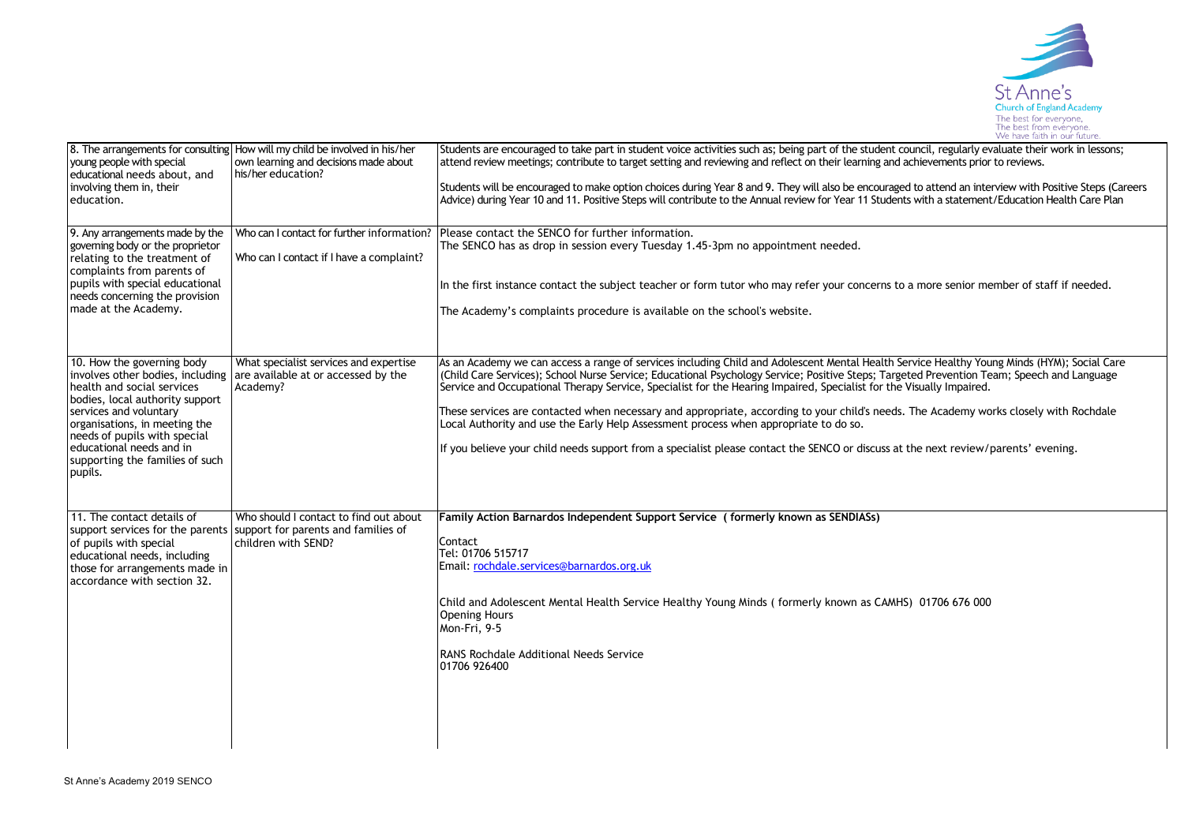| | | |
|---|---|---|
| 8. The arrangements for consulting young people with special educational needs about, and involving them in, their education. | How will my child be involved in his/her own learning and decisions made about his/her education? | Students are encouraged to take part in student voice activities such as; being part of the student council, regularly evaluate their work in lessons; attend review meetings; contribute to target setting and reviewing and reflect on their learning and achievements prior to reviews.<br><br>Students will be encouraged to make option choices during Year 8 and 9. They will also be encouraged to attend an interview with Positive Steps (Careers Advice) during Year 10 and 11. Positive Steps will contribute to the Annual review for Year 11 Students with a statement/Education Health Care Plan |
| 9. Any arrangements made by the governing body or the proprietor relating to the treatment of complaints from parents of pupils with special educational needs concerning the provision made at the Academy. | Who can I contact for further information?<br><br>Who can I contact if I have a complaint? | Please contact the SENCO for further information.<br>The SENCO has as drop in session every Tuesday 1.45-3pm no appointment needed.<br><br>In the first instance contact the subject teacher or form tutor who may refer your concerns to a more senior member of staff if needed.<br><br>The Academy's complaints procedure is available on the school's website. |
| 10. How the governing body involves other bodies, including health and social services bodies, local authority support services and voluntary organisations, in meeting the needs of pupils with special educational needs and in supporting the families of such pupils. | What specialist services and expertise are available at or accessed by the Academy? | As an Academy we can access a range of services including Child and Adolescent Mental Health Service Healthy Young Minds (HYM); Social Care (Child Care Services); School Nurse Service; Educational Psychology Service; Positive Steps; Targeted Prevention Team; Speech and Language Service and Occupational Therapy Service, Specialist for the Hearing Impaired, Specialist for the Visually Impaired.<br><br>These services are contacted when necessary and appropriate, according to your child's needs. The Academy works closely with Rochdale Local Authority and use the Early Help Assessment process when appropriate to do so.<br><br>If you believe your child needs support from a specialist please contact the SENCO or discuss at the next review/parents' evening. |
| 11. The contact details of support services for the parents of pupils with special educational needs, including those for arrangements made in accordance with section 32. | Who should I contact to find out about support for parents and families of children with SEND? | **Family Action Barnardos Independent Support Service ( formerly known as SENDIASs)**<br><br>Contact<br>Tel: 01706 515717<br>Email: rochdale.services@barnardos.org.uk<br><br>Child and Adolescent Mental Health Service Healthy Young Minds ( formerly known as CAMHS) 01706 676 000<br>Opening Hours<br>Mon-Fri, 9-5<br><br>RANS Rochdale Additional Needs Service<br>01706 926400 |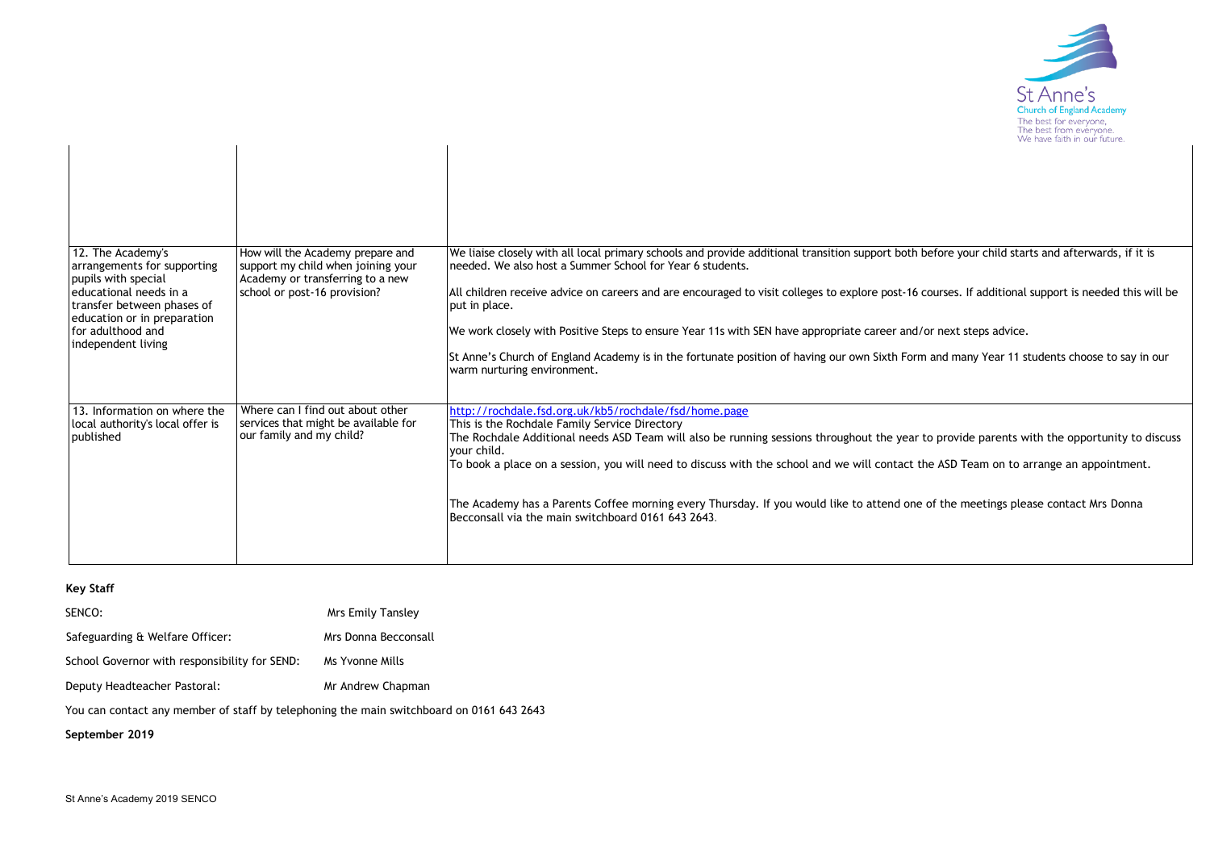| | | |
|---|---|---|
| | | |
| 12. The Academy's arrangements for supporting pupils with special educational needs in a transfer between phases of education or in preparation for adulthood and independent living | How will the Academy prepare and support my child when joining your Academy or transferring to a new school or post-16 provision? | We liaise closely with all local primary schools and provide additional transition support both before your child starts and afterwards, if it is needed. We also host a Summer School for Year 6 students.<br><br>All children receive advice on careers and are encouraged to visit colleges to explore post-16 courses. If additional support is needed this will be put in place.<br><br>We work closely with Positive Steps to ensure Year 11s with SEN have appropriate career and/or next steps advice.<br><br>St Anne's Church of England Academy is in the fortunate position of having our own Sixth Form and many Year 11 students choose to say in our warm nurturing environment. |
| 13. Information on where the local authority's local offer is published | Where can I find out about other services that might be available for our family and my child? | http://rochdale.fsd.org.uk/kb5/rochdale/fsd/home.page<br>This is the Rochdale Family Service Directory<br>The Rochdale Additional needs ASD Team will also be running sessions throughout the year to provide parents with the opportunity to discuss your child.<br>To book a place on a session, you will need to discuss with the school and we will contact the ASD Team on to arrange an appointment.<br><br>The Academy has a Parents Coffee morning every Thursday. If you would like to attend one of the meetings please contact Mrs Donna Becconsall via the main switchboard 0161 643 2643. |

**Key Staff**

| | |
|---|---|
| SENCO: | Mrs Emily Tansley |
| Safeguarding & Welfare Officer: | Mrs Donna Becconsall |
| School Governor with responsibility for SEND: | Ms Yvonne Mills |
| Deputy Headteacher Pastoral: | Mr Andrew Chapman |

You can contact any member of staff by telephoning the main switchboard on 0161 643 2643

**September 2019**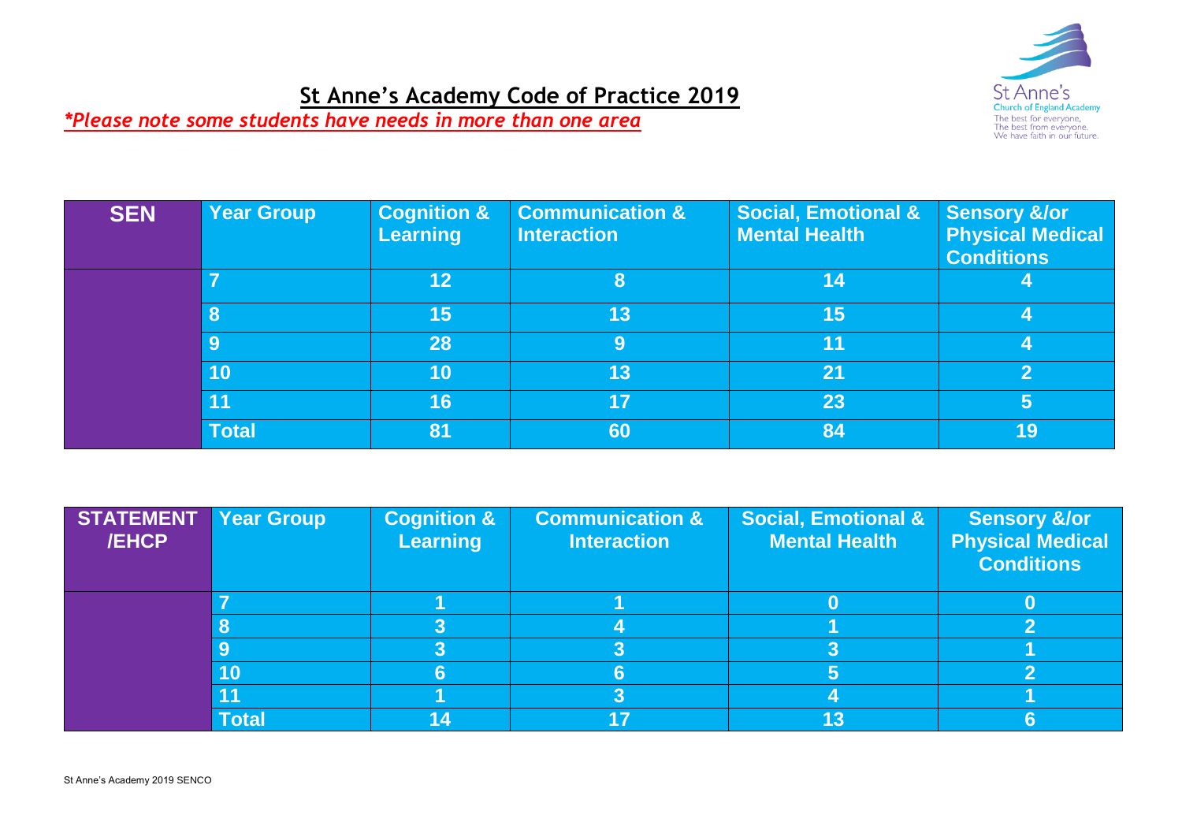# St Anne's Academy Code of Practice 2019

*\*Please note some students have needs in more than one area*

| SEN | Year Group | Cognition & Learning | Communication & Interaction | Social, Emotional & Mental Health | Sensory &/or Physical Medical Conditions |
|---|---|---|---|---|---|
| | 7 | 12 | 8 | 14 | 4 |
| | 8 | 15 | 13 | 15 | 4 |
| | 9 | 28 | 9 | 11 | 4 |
| | 10 | 10 | 13 | 21 | 2 |
| | 11 | 16 | 17 | 23 | 5 |
| | Total | 81 | 60 | 84 | 19 |

| STATEMENT /EHCP | Year Group | Cognition & Learning | Communication & Interaction | Social, Emotional & Mental Health | Sensory &/or Physical Medical Conditions |
|---|---|---|---|---|---|
| | 7 | 1 | 1 | 0 | 0 |
| | 8 | 3 | 4 | 1 | 2 |
| | 9 | 3 | 3 | 3 | 1 |
| | 10 | 6 | 6 | 5 | 2 |
| | 11 | 1 | 3 | 4 | 1 |
| | Total | 14 | 17 | 13 | 6 |

St Anne's Academy 2019 SENCO